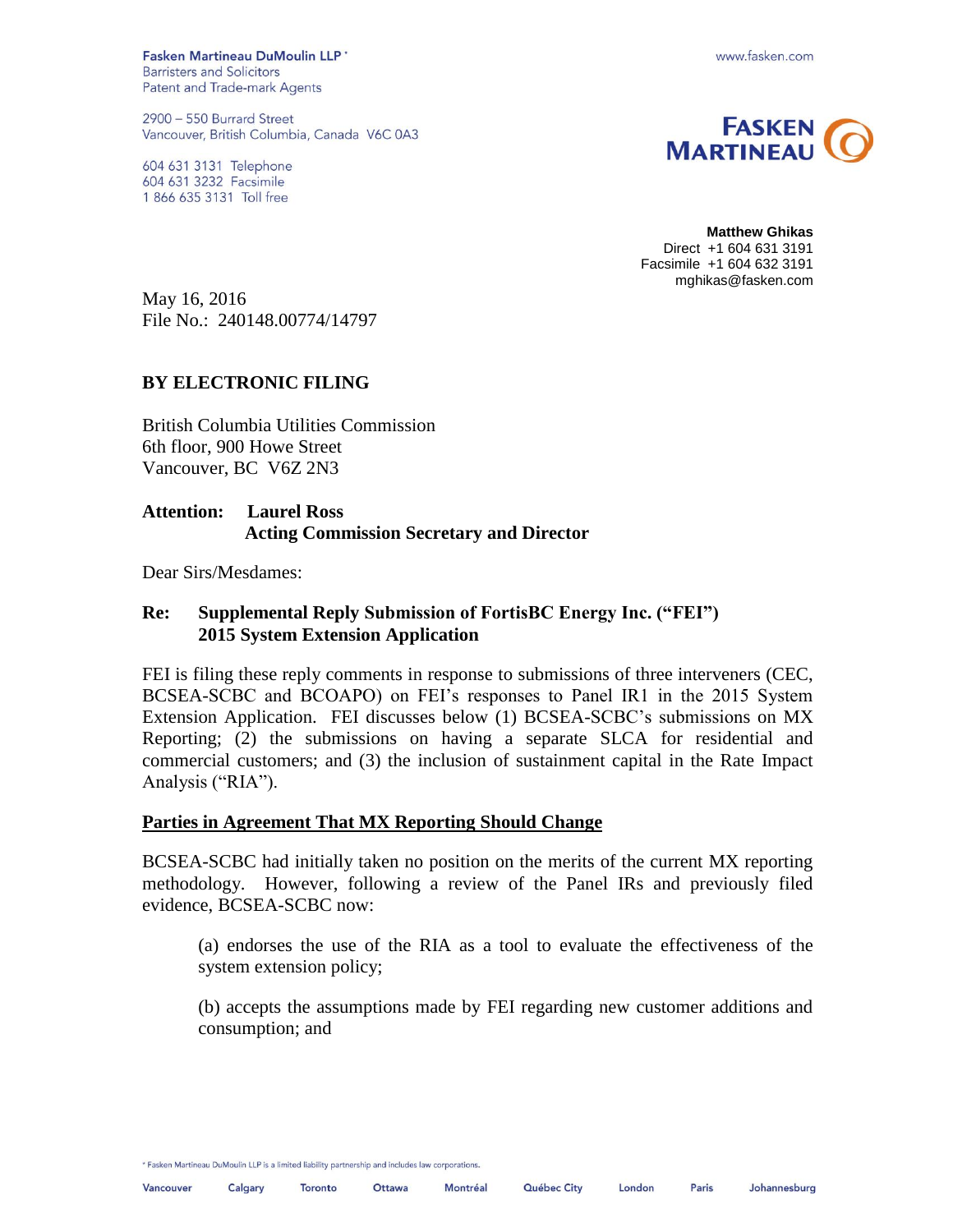Fasken Martineau DuMoulin LLP *
Barristers and Solicitors
Patent and Trade-mark Agents

2900 – 550 Burrard Street
Vancouver, British Columbia, Canada V6C 0A3

604 631 3131 Telephone
604 631 3232 Facsimile
1 866 635 3131 Toll free

www.fasken.com

FASKEN MARTINEAU

**Matthew Ghikas**
Direct +1 604 631 3191
Facsimile +1 604 632 3191
mghikas@fasken.com

May 16, 2016
File No.: 240148.00774/14797

**BY ELECTRONIC FILING**

British Columbia Utilities Commission
6th floor, 900 Howe Street
Vancouver, BC V6Z 2N3

**Attention: Laurel Ross**
**Acting Commission Secretary and Director**

Dear Sirs/Mesdames:

**Re: Supplemental Reply Submission of FortisBC Energy Inc. ("FEI")**
**2015 System Extension Application**

FEI is filing these reply comments in response to submissions of three interveners (CEC, BCSEA-SCBC and BCOAPO) on FEI's responses to Panel IR1 in the 2015 System Extension Application. FEI discusses below (1) BCSEA-SCBC's submissions on MX Reporting; (2) the submissions on having a separate SLCA for residential and commercial customers; and (3) the inclusion of sustainment capital in the Rate Impact Analysis ("RIA").

## Parties in Agreement That MX Reporting Should Change

BCSEA-SCBC had initially taken no position on the merits of the current MX reporting methodology. However, following a review of the Panel IRs and previously filed evidence, BCSEA-SCBC now:

(a) endorses the use of the RIA as a tool to evaluate the effectiveness of the system extension policy;

(b) accepts the assumptions made by FEI regarding new customer additions and consumption; and

* Fasken Martineau DuMoulin LLP is a limited liability partnership and includes law corporations.

Vancouver Calgary Toronto Ottawa Montréal Québec City London Paris Johannesburg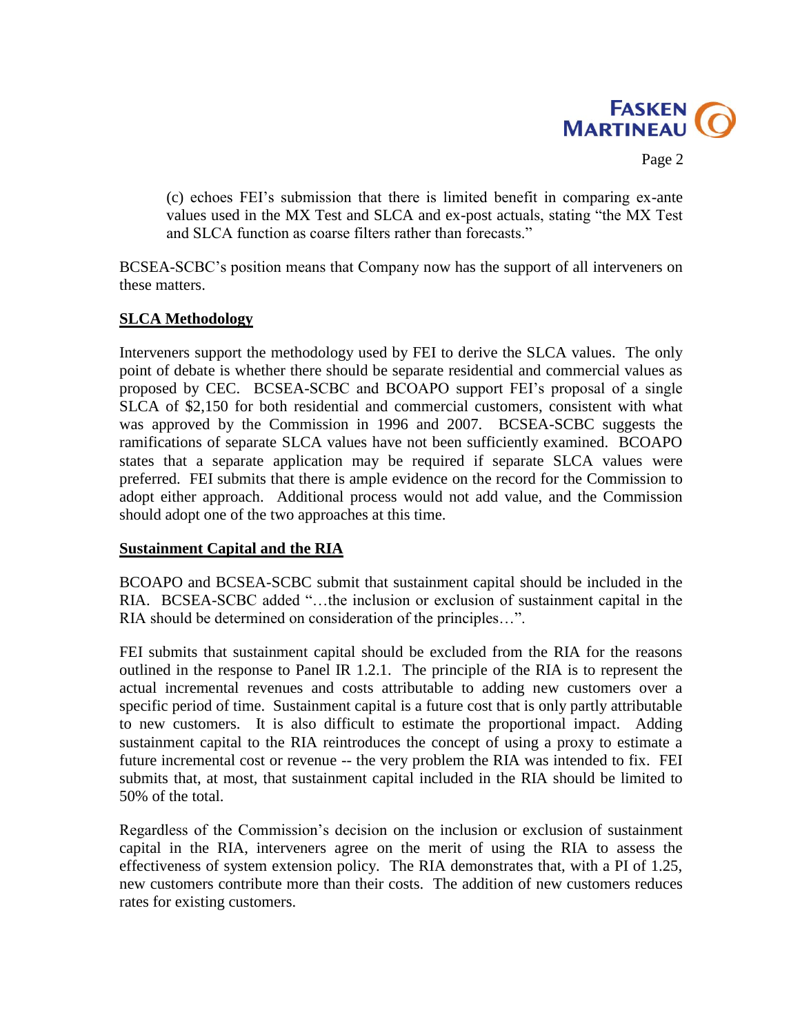(c) echoes FEI's submission that there is limited benefit in comparing ex-ante values used in the MX Test and SLCA and ex-post actuals, stating "the MX Test and SLCA function as coarse filters rather than forecasts."

BCSEA-SCBC's position means that Company now has the support of all interveners on these matters.

**SLCA Methodology**

Interveners support the methodology used by FEI to derive the SLCA values. The only point of debate is whether there should be separate residential and commercial values as proposed by CEC. BCSEA-SCBC and BCOAPO support FEI's proposal of a single SLCA of $2,150 for both residential and commercial customers, consistent with what was approved by the Commission in 1996 and 2007. BCSEA-SCBC suggests the ramifications of separate SLCA values have not been sufficiently examined. BCOAPO states that a separate application may be required if separate SLCA values were preferred. FEI submits that there is ample evidence on the record for the Commission to adopt either approach. Additional process would not add value, and the Commission should adopt one of the two approaches at this time.

**Sustainment Capital and the RIA**

BCOAPO and BCSEA-SCBC submit that sustainment capital should be included in the RIA. BCSEA-SCBC added "…the inclusion or exclusion of sustainment capital in the RIA should be determined on consideration of the principles…".

FEI submits that sustainment capital should be excluded from the RIA for the reasons outlined in the response to Panel IR 1.2.1. The principle of the RIA is to represent the actual incremental revenues and costs attributable to adding new customers over a specific period of time. Sustainment capital is a future cost that is only partly attributable to new customers. It is also difficult to estimate the proportional impact. Adding sustainment capital to the RIA reintroduces the concept of using a proxy to estimate a future incremental cost or revenue -- the very problem the RIA was intended to fix. FEI submits that, at most, that sustainment capital included in the RIA should be limited to 50% of the total.

Regardless of the Commission's decision on the inclusion or exclusion of sustainment capital in the RIA, interveners agree on the merit of using the RIA to assess the effectiveness of system extension policy. The RIA demonstrates that, with a PI of 1.25, new customers contribute more than their costs. The addition of new customers reduces rates for existing customers.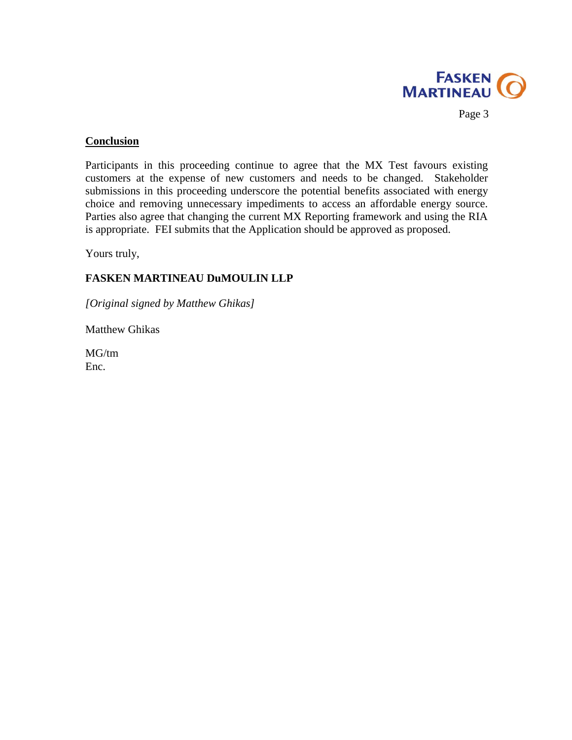**Conclusion**

Participants in this proceeding continue to agree that the MX Test favours existing customers at the expense of new customers and needs to be changed. Stakeholder submissions in this proceeding underscore the potential benefits associated with energy choice and removing unnecessary impediments to access an affordable energy source. Parties also agree that changing the current MX Reporting framework and using the RIA is appropriate. FEI submits that the Application should be approved as proposed.

Yours truly,

**FASKEN MARTINEAU DuMOULIN LLP**

*[Original signed by Matthew Ghikas]*

Matthew Ghikas

MG/tm
Enc.